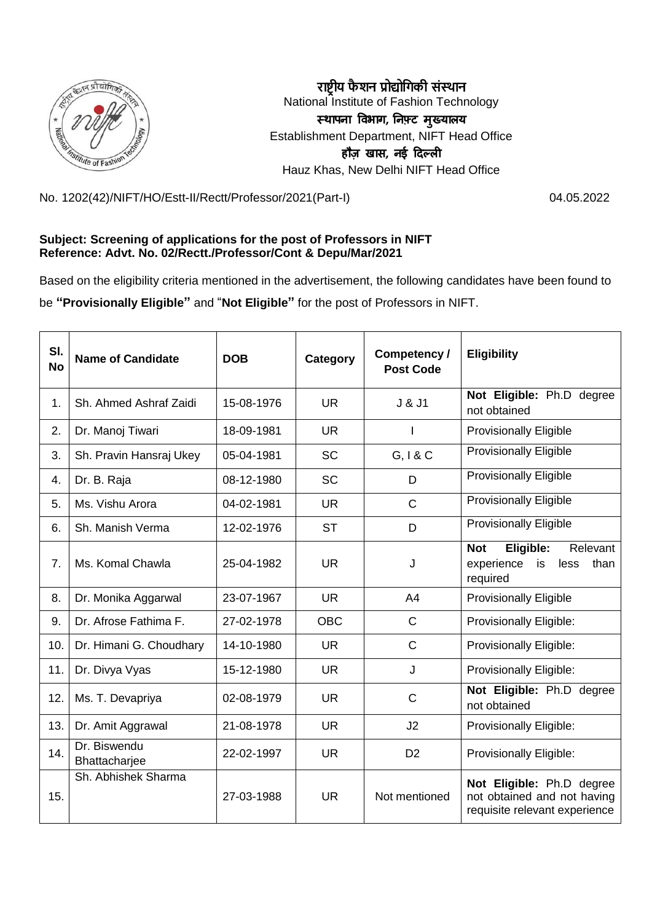राष्ट्रीय फैशन प्रोद्योगिकी संस्थान
National Institute of Fashion Technology
स्थापना विभाग, निफ़्ट मुख्यालय
Establishment Department, NIFT Head Office
हौज़ खास, नई दिल्ली
Hauz Khas, New Delhi NIFT Head Office

No. 1202(42)/NIFT/HO/Estt-II/Rectt/Professor/2021(Part-I) 04.05.2022

**Subject: Screening of applications for the post of Professors in NIFT**
**Reference: Advt. No. 02/Rectt./Professor/Cont & Depu/Mar/2021**

Based on the eligibility criteria mentioned in the advertisement, the following candidates have been found to be **"Provisionally Eligible"** and "**Not Eligible"** for the post of Professors in NIFT.

| Sl. No | Name of Candidate | DOB | Category | Competency / Post Code | Eligibility |
|---|---|---|---|---|---|
| 1. | Sh. Ahmed Ashraf Zaidi | 15-08-1976 | UR | J & J1 | **Not Eligible:** Ph.D degree not obtained |
| 2. | Dr. Manoj Tiwari | 18-09-1981 | UR | I | Provisionally Eligible |
| 3. | Sh. Pravin Hansraj Ukey | 05-04-1981 | SC | G, I & C | Provisionally Eligible |
| 4. | Dr. B. Raja | 08-12-1980 | SC | D | Provisionally Eligible |
| 5. | Ms. Vishu Arora | 04-02-1981 | UR | C | Provisionally Eligible |
| 6. | Sh. Manish Verma | 12-02-1976 | ST | D | Provisionally Eligible |
| 7. | Ms. Komal Chawla | 25-04-1982 | UR | J | **Not Eligible:** Relevant experience is less than required |
| 8. | Dr. Monika Aggarwal | 23-07-1967 | UR | A4 | Provisionally Eligible |
| 9. | Dr. Afrose Fathima F. | 27-02-1978 | OBC | C | Provisionally Eligible: |
| 10. | Dr. Himani G. Choudhary | 14-10-1980 | UR | C | Provisionally Eligible: |
| 11. | Dr. Divya Vyas | 15-12-1980 | UR | J | Provisionally Eligible: |
| 12. | Ms. T. Devapriya | 02-08-1979 | UR | C | **Not Eligible:** Ph.D degree not obtained |
| 13. | Dr. Amit Aggrawal | 21-08-1978 | UR | J2 | Provisionally Eligible: |
| 14. | Dr. Biswendu Bhattacharjee | 22-02-1997 | UR | D2 | Provisionally Eligible: |
| 15. | Sh. Abhishek Sharma | 27-03-1988 | UR | Not mentioned | **Not Eligible:** Ph.D degree not obtained and not having requisite relevant experience |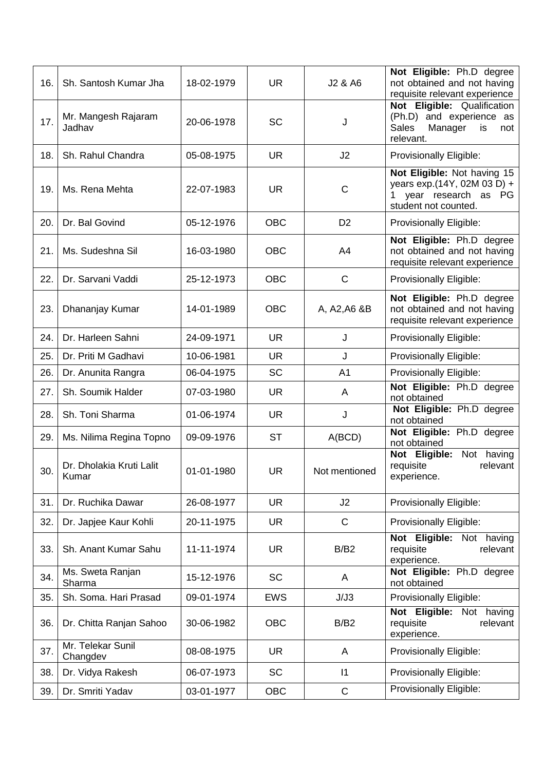| 16. | Sh. Santosh Kumar Jha | 18-02-1979 | UR | J2 & A6 | **Not Eligible:** Ph.D degree not obtained and not having requisite relevant experience |
|---|---|---|---|---|---|
| 17. | Mr. Mangesh Rajaram Jadhav | 20-06-1978 | SC | J | **Not Eligible:** Qualification (Ph.D) and experience as Sales Manager is not relevant. |
| 18. | Sh. Rahul Chandra | 05-08-1975 | UR | J2 | Provisionally Eligible: |
| 19. | Ms. Rena Mehta | 22-07-1983 | UR | C | **Not Eligible:** Not having 15 years exp.(14Y, 02M 03 D) + 1 year research as PG student not counted. |
| 20. | Dr. Bal Govind | 05-12-1976 | OBC | D2 | Provisionally Eligible: |
| 21. | Ms. Sudeshna Sil | 16-03-1980 | OBC | A4 | **Not Eligible:** Ph.D degree not obtained and not having requisite relevant experience |
| 22. | Dr. Sarvani Vaddi | 25-12-1973 | OBC | C | Provisionally Eligible: |
| 23. | Dhananjay Kumar | 14-01-1989 | OBC | A, A2,A6 &B | **Not Eligible:** Ph.D degree not obtained and not having requisite relevant experience |
| 24. | Dr. Harleen Sahni | 24-09-1971 | UR | J | Provisionally Eligible: |
| 25. | Dr. Priti M Gadhavi | 10-06-1981 | UR | J | Provisionally Eligible: |
| 26. | Dr. Anunita Rangra | 06-04-1975 | SC | A1 | Provisionally Eligible: |
| 27. | Sh. Soumik Halder | 07-03-1980 | UR | A | **Not Eligible:** Ph.D degree not obtained |
| 28. | Sh. Toni Sharma | 01-06-1974 | UR | J | **Not Eligible:** Ph.D degree not obtained |
| 29. | Ms. Nilima Regina Topno | 09-09-1976 | ST | A(BCD) | **Not Eligible:** Ph.D degree not obtained |
| 30. | Dr. Dholakia Kruti Lalit Kumar | 01-01-1980 | UR | Not mentioned | **Not Eligible:** Not having requisite relevant experience. |
| 31. | Dr. Ruchika Dawar | 26-08-1977 | UR | J2 | Provisionally Eligible: |
| 32. | Dr. Japjee Kaur Kohli | 20-11-1975 | UR | C | Provisionally Eligible: |
| 33. | Sh. Anant Kumar Sahu | 11-11-1974 | UR | B/B2 | **Not Eligible:** Not having requisite relevant experience. |
| 34. | Ms. Sweta Ranjan Sharma | 15-12-1976 | SC | A | **Not Eligible:** Ph.D degree not obtained |
| 35. | Sh. Soma. Hari Prasad | 09-01-1974 | EWS | J/J3 | Provisionally Eligible: |
| 36. | Dr. Chitta Ranjan Sahoo | 30-06-1982 | OBC | B/B2 | **Not Eligible:** Not having requisite relevant experience. |
| 37. | Mr. Telekar Sunil Changdev | 08-08-1975 | UR | A | Provisionally Eligible: |
| 38. | Dr. Vidya Rakesh | 06-07-1973 | SC | I1 | Provisionally Eligible: |
| 39. | Dr. Smriti Yadav | 03-01-1977 | OBC | C | Provisionally Eligible: |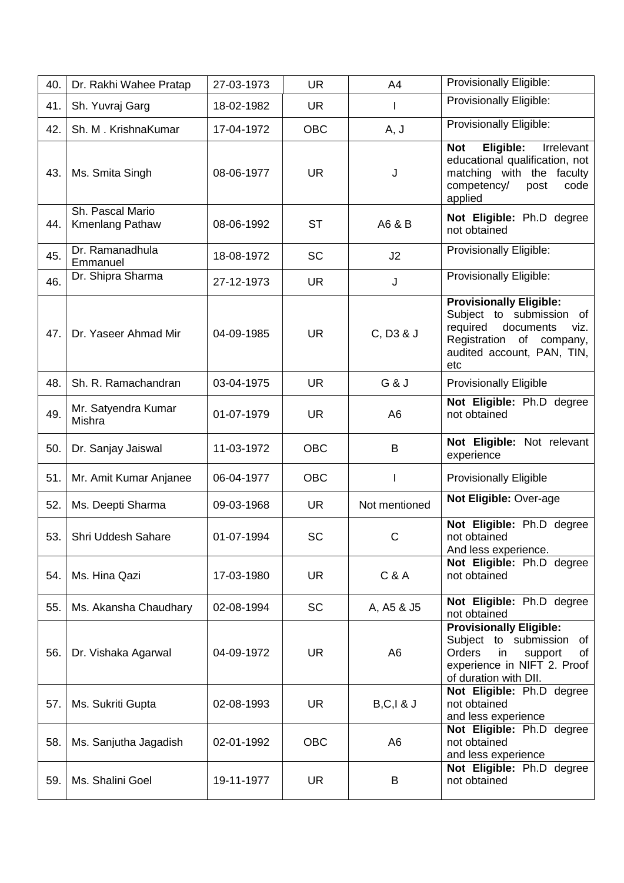| 40. | Dr. Rakhi Wahee Pratap | 27-03-1973 | UR | A4 | Provisionally Eligible: |
|---|---|---|---|---|---|
| 41. | Sh. Yuvraj Garg | 18-02-1982 | UR | I | Provisionally Eligible: |
| 42. | Sh. M . KrishnaKumar | 17-04-1972 | OBC | A, J | Provisionally Eligible: |
| 43. | Ms. Smita Singh | 08-06-1977 | UR | J | **Not Eligible:** Irrelevant educational qualification, not matching with the faculty competency/ post code applied |
| 44. | Sh. Pascal Mario Kmenlang Pathaw | 08-06-1992 | ST | A6 & B | **Not Eligible:** Ph.D degree not obtained |
| 45. | Dr. Ramanadhula Emmanuel | 18-08-1972 | SC | J2 | Provisionally Eligible: |
| 46. | Dr. Shipra Sharma | 27-12-1973 | UR | J | Provisionally Eligible: |
| 47. | Dr. Yaseer Ahmad Mir | 04-09-1985 | UR | C, D3 & J | **Provisionally Eligible:** Subject to submission of required documents viz. Registration of company, audited account, PAN, TIN, etc |
| 48. | Sh. R. Ramachandran | 03-04-1975 | UR | G & J | Provisionally Eligible |
| 49. | Mr. Satyendra Kumar Mishra | 01-07-1979 | UR | A6 | **Not Eligible:** Ph.D degree not obtained |
| 50. | Dr. Sanjay Jaiswal | 11-03-1972 | OBC | B | **Not Eligible:** Not relevant experience |
| 51. | Mr. Amit Kumar Anjanee | 06-04-1977 | OBC | I | Provisionally Eligible |
| 52. | Ms. Deepti Sharma | 09-03-1968 | UR | Not mentioned | **Not Eligible:** Over-age |
| 53. | Shri Uddesh Sahare | 01-07-1994 | SC | C | **Not Eligible:** Ph.D degree not obtained And less experience. |
| 54. | Ms. Hina Qazi | 17-03-1980 | UR | C & A | **Not Eligible:** Ph.D degree not obtained |
| 55. | Ms. Akansha Chaudhary | 02-08-1994 | SC | A, A5 & J5 | **Not Eligible:** Ph.D degree not obtained |
| 56. | Dr. Vishaka Agarwal | 04-09-1972 | UR | A6 | **Provisionally Eligible:** Subject to submission of Orders in support of experience in NIFT 2. Proof of duration with DII. |
| 57. | Ms. Sukriti Gupta | 02-08-1993 | UR | B,C,I & J | **Not Eligible:** Ph.D degree not obtained and less experience |
| 58. | Ms. Sanjutha Jagadish | 02-01-1992 | OBC | A6 | **Not Eligible:** Ph.D degree not obtained and less experience |
| 59. | Ms. Shalini Goel | 19-11-1977 | UR | B | **Not Eligible:** Ph.D degree not obtained |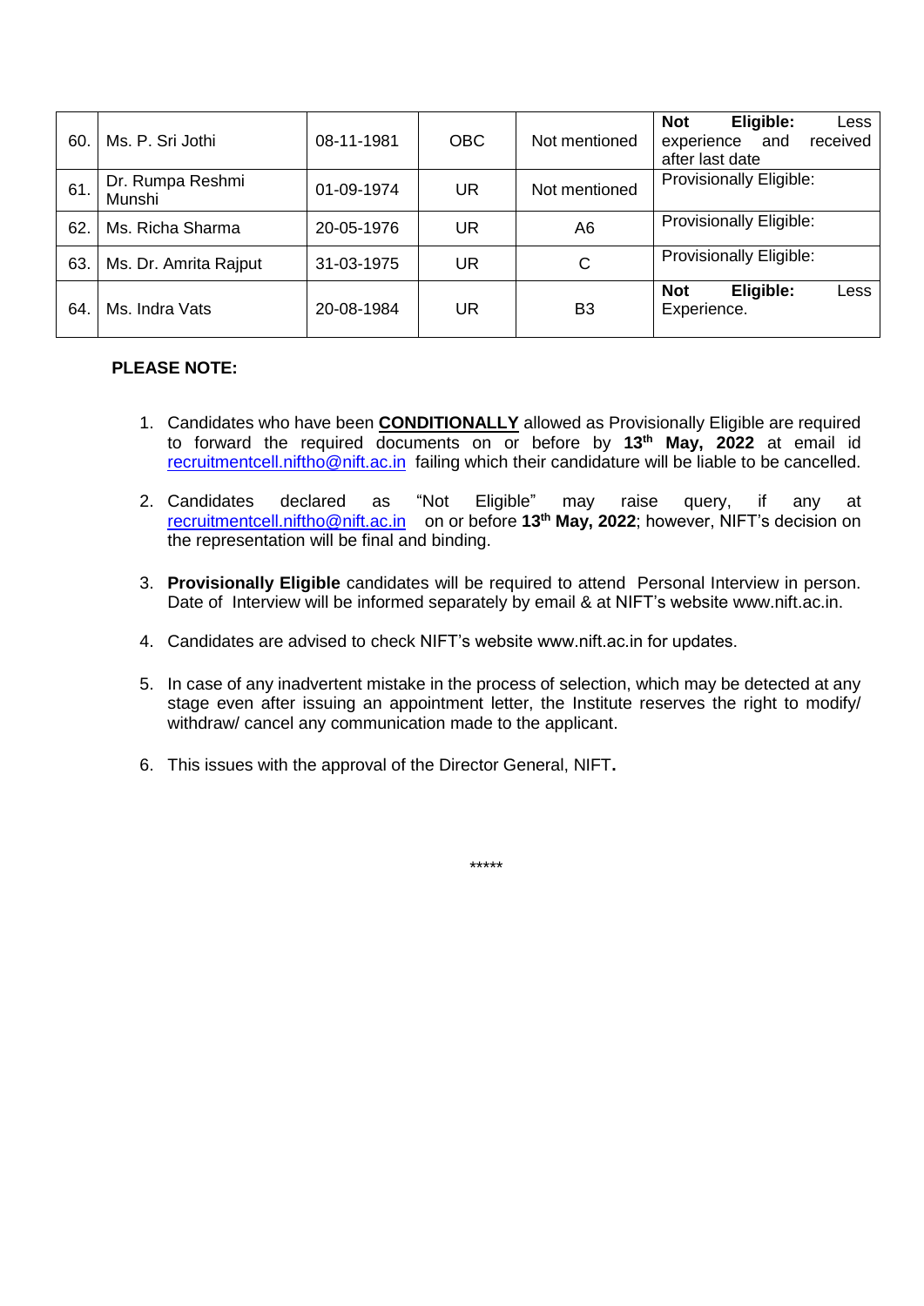| | | | | | |
|---|---|---|---|---|---|
| 60. | Ms. P. Sri Jothi | 08-11-1981 | OBC | Not mentioned | **Not Eligible:** Less experience and received after last date |
| 61. | Dr. Rumpa Reshmi Munshi | 01-09-1974 | UR | Not mentioned | Provisionally Eligible: |
| 62. | Ms. Richa Sharma | 20-05-1976 | UR | A6 | Provisionally Eligible: |
| 63. | Ms. Dr. Amrita Rajput | 31-03-1975 | UR | C | Provisionally Eligible: |
| 64. | Ms. Indra Vats | 20-08-1984 | UR | B3 | **Not Eligible:** Less Experience. |

**PLEASE NOTE:**

1. Candidates who have been **CONDITIONALLY** allowed as Provisionally Eligible are required to forward the required documents on or before by **13th May, 2022** at email id recruitmentcell.niftho@nift.ac.in failing which their candidature will be liable to be cancelled.

2. Candidates declared as "Not Eligible" may raise query, if any at recruitmentcell.niftho@nift.ac.in on or before **13th May, 2022**; however, NIFT's decision on the representation will be final and binding.

3. **Provisionally Eligible** candidates will be required to attend Personal Interview in person. Date of Interview will be informed separately by email & at NIFT's website www.nift.ac.in.

4. Candidates are advised to check NIFT's website www.nift.ac.in for updates.

5. In case of any inadvertent mistake in the process of selection, which may be detected at any stage even after issuing an appointment letter, the Institute reserves the right to modify/ withdraw/ cancel any communication made to the applicant.

6. This issues with the approval of the Director General, NIFT**.**

*****